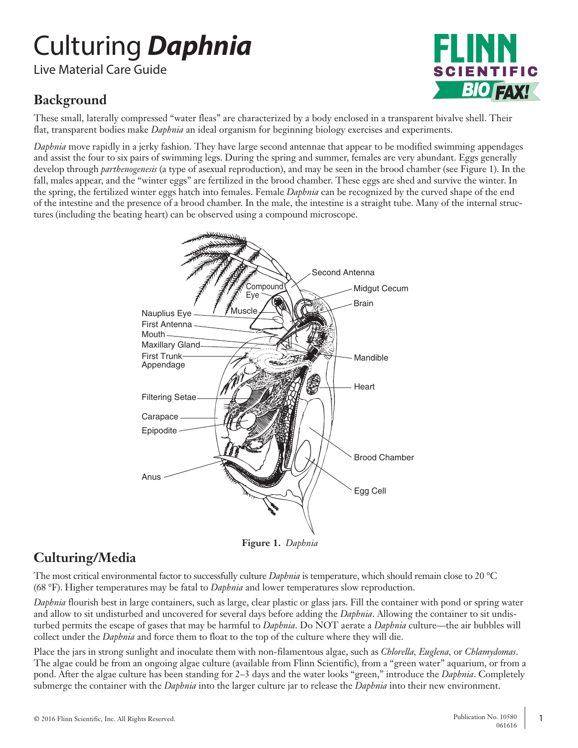# Culturing *Daphnia*

Live Material Care Guide

## Background

These small, laterally compressed "water fleas" are characterized by a body enclosed in a transparent bivalve shell. Their flat, transparent bodies make *Daphnia* an ideal organism for beginning biology exercises and experiments.

*Daphnia* move rapidly in a jerky fashion. They have large second antennae that appear to be modified swimming appendages and assist the four to six pairs of swimming legs. During the spring and summer, females are very abundant. Eggs generally develop through *parthenogenesis* (a type of asexual reproduction), and may be seen in the brood chamber (see Figure 1). In the fall, males appear, and the "winter eggs" are fertilized in the brood chamber. These eggs are shed and survive the winter. In the spring, the fertilized winter eggs hatch into females. Female *Daphnia* can be recognized by the curved shape of the end of the intestine and the presence of a brood chamber. In the male, the intestine is a straight tube. Many of the internal structures (including the beating heart) can be observed using a compound microscope.

**Figure 1.** *Daphnia*

## Culturing/Media

The most critical environmental factor to successfully culture *Daphnia* is temperature, which should remain close to 20 °C (68 °F). Higher temperatures may be fatal to *Daphnia* and lower temperatures slow reproduction.

*Daphnia* flourish best in large containers, such as large, clear plastic or glass jars. Fill the container with pond or spring water and allow to sit undisturbed and uncovered for several days before adding the *Daphnia*. Allowing the container to sit undisturbed permits the escape of gases that may be harmful to *Daphnia*. Do NOT aerate a *Daphnia* culture—the air bubbles will collect under the *Daphnia* and force them to float to the top of the culture where they will die.

Place the jars in strong sunlight and inoculate them with non-filamentous algae, such as *Chlorella*, *Euglena*, or *Chlamydomas*. The algae could be from an ongoing algae culture (available from Flinn Scientific), from a "green water" aquarium, or from a pond. After the algae culture has been standing for 2–3 days and the water looks "green," introduce the *Daphnia*. Completely submerge the container with the *Daphnia* into the larger culture jar to release the *Daphnia* into their new environment.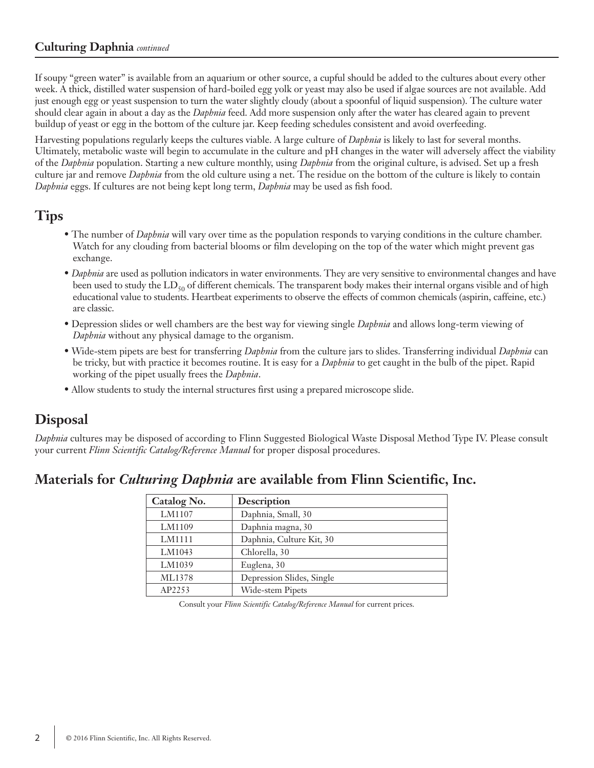If soupy "green water" is available from an aquarium or other source, a cupful should be added to the cultures about every other week. A thick, distilled water suspension of hard-boiled egg yolk or yeast may also be used if algae sources are not available. Add just enough egg or yeast suspension to turn the water slightly cloudy (about a spoonful of liquid suspension). The culture water should clear again in about a day as the *Daphnia* feed. Add more suspension only after the water has cleared again to prevent buildup of yeast or egg in the bottom of the culture jar. Keep feeding schedules consistent and avoid overfeeding.

Harvesting populations regularly keeps the cultures viable. A large culture of *Daphnia* is likely to last for several months. Ultimately, metabolic waste will begin to accumulate in the culture and pH changes in the water will adversely affect the viability of the *Daphnia* population. Starting a new culture monthly, using *Daphnia* from the original culture, is advised. Set up a fresh culture jar and remove *Daphnia* from the old culture using a net. The residue on the bottom of the culture is likely to contain *Daphnia* eggs. If cultures are not being kept long term, *Daphnia* may be used as fish food.

## Tips

- The number of *Daphnia* will vary over time as the population responds to varying conditions in the culture chamber. Watch for any clouding from bacterial blooms or film developing on the top of the water which might prevent gas exchange.
- *Daphnia* are used as pollution indicators in water environments. They are very sensitive to environmental changes and have been used to study the $LD_{50}$ of different chemicals. The transparent body makes their internal organs visible and of high educational value to students. Heartbeat experiments to observe the effects of common chemicals (aspirin, caffeine, etc.) are classic.
- Depression slides or well chambers are the best way for viewing single *Daphnia* and allows long-term viewing of *Daphnia* without any physical damage to the organism.
- Wide-stem pipets are best for transferring *Daphnia* from the culture jars to slides. Transferring individual *Daphnia* can be tricky, but with practice it becomes routine. It is easy for a *Daphnia* to get caught in the bulb of the pipet. Rapid working of the pipet usually frees the *Daphnia*.
- Allow students to study the internal structures first using a prepared microscope slide.

## Disposal

*Daphnia* cultures may be disposed of according to Flinn Suggested Biological Waste Disposal Method Type IV. Please consult your current *Flinn Scientific Catalog/Reference Manual* for proper disposal procedures.

## Materials for *Culturing Daphnia* are available from Flinn Scientific, Inc.

| Catalog No. | Description |
|---|---|
| LM1107 | Daphnia, Small, 30 |
| LM1109 | Daphnia magna, 30 |
| LM1111 | Daphnia, Culture Kit, 30 |
| LM1043 | Chlorella, 30 |
| LM1039 | Euglena, 30 |
| ML1378 | Depression Slides, Single |
| AP2253 | Wide-stem Pipets |

Consult your *Flinn Scientific Catalog/Reference Manual* for current prices.